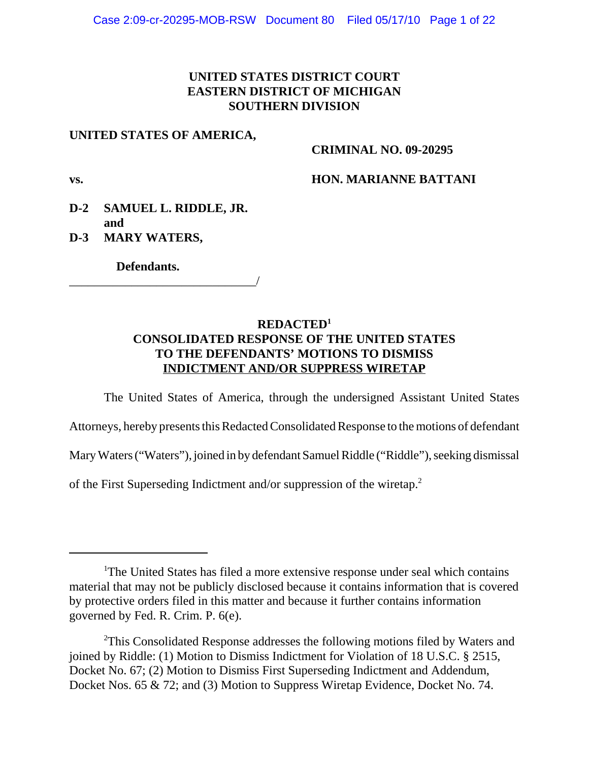**UNITED STATES DISTRICT COURT**
**EASTERN DISTRICT OF MICHIGAN**
**SOUTHERN DIVISION**

**UNITED STATES OF AMERICA,**

**CRIMINAL NO. 09-20295**

**vs.**

**HON. MARIANNE BATTANI**

**D-2 SAMUEL L. RIDDLE, JR.**
**and**
**D-3 MARY WATERS,**

**Defendants.**

______________________________/

## REDACTED[1] CONSOLIDATED RESPONSE OF THE UNITED STATES TO THE DEFENDANTS' MOTIONS TO DISMISS INDICTMENT AND/OR SUPPRESS WIRETAP

The United States of America, through the undersigned Assistant United States Attorneys, hereby presents this Redacted Consolidated Response to the motions of defendant Mary Waters ("Waters"), joined in by defendant Samuel Riddle ("Riddle"), seeking dismissal of the First Superseding Indictment and/or suppression of the wiretap.[2]

---

[1]The United States has filed a more extensive response under seal which contains material that may not be publicly disclosed because it contains information that is covered by protective orders filed in this matter and because it further contains information governed by Fed. R. Crim. P. 6(e).

[2]This Consolidated Response addresses the following motions filed by Waters and joined by Riddle: (1) Motion to Dismiss Indictment for Violation of 18 U.S.C. § 2515, Docket No. 67; (2) Motion to Dismiss First Superseding Indictment and Addendum, Docket Nos. 65 & 72; and (3) Motion to Suppress Wiretap Evidence, Docket No. 74.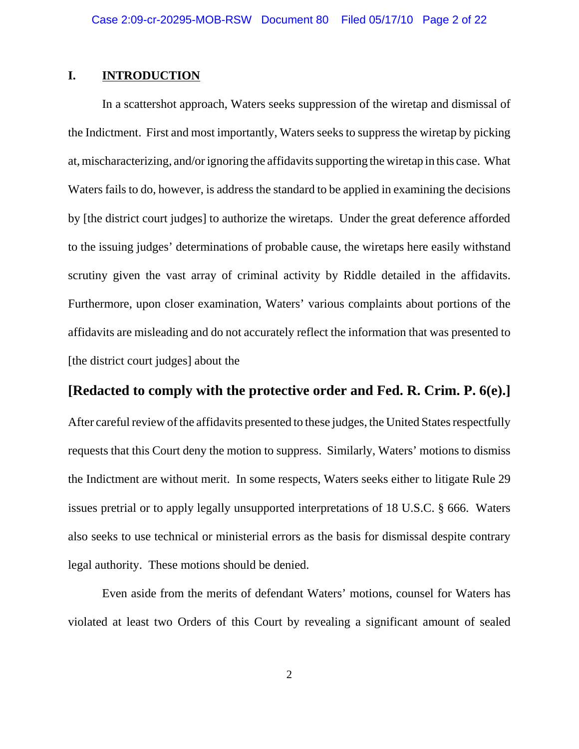## I. INTRODUCTION

In a scattershot approach, Waters seeks suppression of the wiretap and dismissal of the Indictment. First and most importantly, Waters seeks to suppress the wiretap by picking at, mischaracterizing, and/or ignoring the affidavits supporting the wiretap in this case. What Waters fails to do, however, is address the standard to be applied in examining the decisions by [the district court judges] to authorize the wiretaps. Under the great deference afforded to the issuing judges' determinations of probable cause, the wiretaps here easily withstand scrutiny given the vast array of criminal activity by Riddle detailed in the affidavits. Furthermore, upon closer examination, Waters' various complaints about portions of the affidavits are misleading and do not accurately reflect the information that was presented to [the district court judges] about the

**[Redacted to comply with the protective order and Fed. R. Crim. P. 6(e).]**

After careful review of the affidavits presented to these judges, the United States respectfully requests that this Court deny the motion to suppress. Similarly, Waters' motions to dismiss the Indictment are without merit. In some respects, Waters seeks either to litigate Rule 29 issues pretrial or to apply legally unsupported interpretations of 18 U.S.C. § 666. Waters also seeks to use technical or ministerial errors as the basis for dismissal despite contrary legal authority. These motions should be denied.

Even aside from the merits of defendant Waters' motions, counsel for Waters has violated at least two Orders of this Court by revealing a significant amount of sealed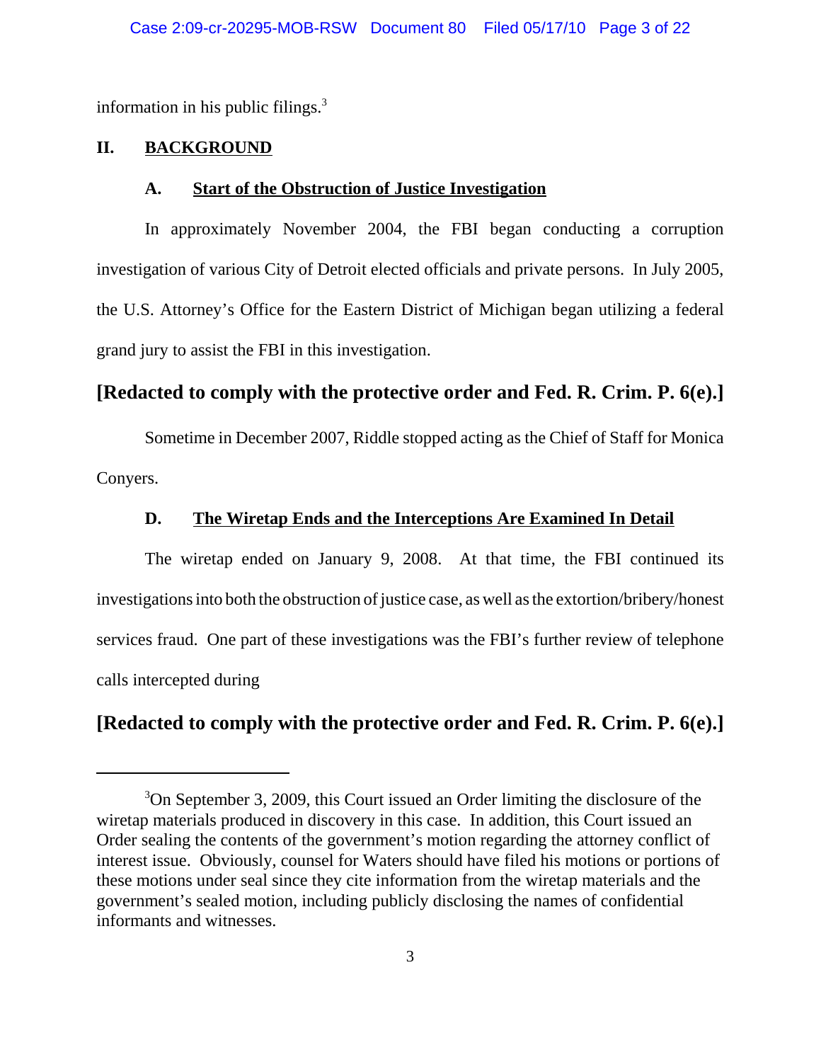information in his public filings.[3]

## II. BACKGROUND

### A. Start of the Obstruction of Justice Investigation

In approximately November 2004, the FBI began conducting a corruption investigation of various City of Detroit elected officials and private persons. In July 2005, the U.S. Attorney's Office for the Eastern District of Michigan began utilizing a federal grand jury to assist the FBI in this investigation.

**[Redacted to comply with the protective order and Fed. R. Crim. P. 6(e).]**

Sometime in December 2007, Riddle stopped acting as the Chief of Staff for Monica Conyers.

### D. The Wiretap Ends and the Interceptions Are Examined In Detail

The wiretap ended on January 9, 2008. At that time, the FBI continued its investigations into both the obstruction of justice case, as well as the extortion/bribery/honest services fraud. One part of these investigations was the FBI's further review of telephone calls intercepted during

**[Redacted to comply with the protective order and Fed. R. Crim. P. 6(e).]**

---

[3] On September 3, 2009, this Court issued an Order limiting the disclosure of the wiretap materials produced in discovery in this case. In addition, this Court issued an Order sealing the contents of the government's motion regarding the attorney conflict of interest issue. Obviously, counsel for Waters should have filed his motions or portions of these motions under seal since they cite information from the wiretap materials and the government's sealed motion, including publicly disclosing the names of confidential informants and witnesses.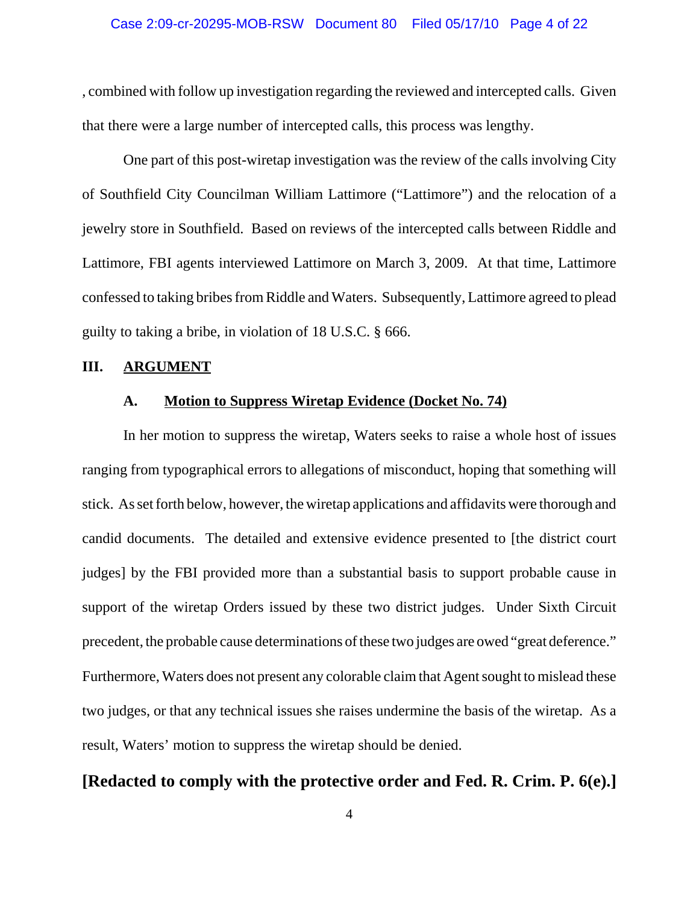, combined with follow up investigation regarding the reviewed and intercepted calls. Given that there were a large number of intercepted calls, this process was lengthy.

One part of this post-wiretap investigation was the review of the calls involving City of Southfield City Councilman William Lattimore ("Lattimore") and the relocation of a jewelry store in Southfield. Based on reviews of the intercepted calls between Riddle and Lattimore, FBI agents interviewed Lattimore on March 3, 2009. At that time, Lattimore confessed to taking bribes from Riddle and Waters. Subsequently, Lattimore agreed to plead guilty to taking a bribe, in violation of 18 U.S.C. § 666.

## III. ARGUMENT

### A. Motion to Suppress Wiretap Evidence (Docket No. 74)

In her motion to suppress the wiretap, Waters seeks to raise a whole host of issues ranging from typographical errors to allegations of misconduct, hoping that something will stick. As set forth below, however, the wiretap applications and affidavits were thorough and candid documents. The detailed and extensive evidence presented to [the district court judges] by the FBI provided more than a substantial basis to support probable cause in support of the wiretap Orders issued by these two district judges. Under Sixth Circuit precedent, the probable cause determinations of these two judges are owed "great deference." Furthermore, Waters does not present any colorable claim that Agent sought to mislead these two judges, or that any technical issues she raises undermine the basis of the wiretap. As a result, Waters' motion to suppress the wiretap should be denied.

**[Redacted to comply with the protective order and Fed. R. Crim. P. 6(e).]**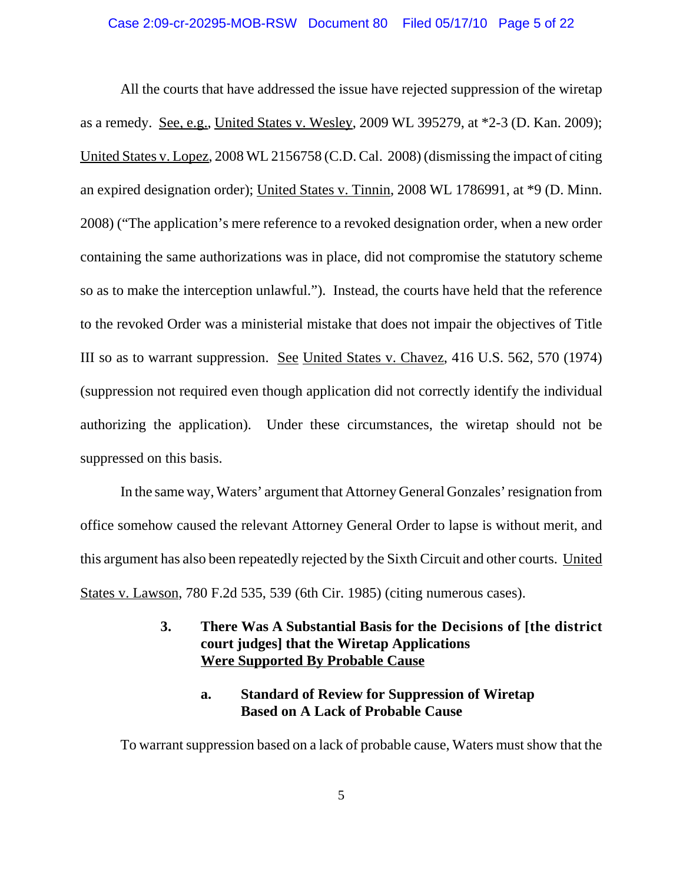All the courts that have addressed the issue have rejected suppression of the wiretap as a remedy. See, e.g., United States v. Wesley, 2009 WL 395279, at *2-3 (D. Kan. 2009); United States v. Lopez, 2008 WL 2156758 (C.D. Cal. 2008) (dismissing the impact of citing an expired designation order); United States v. Tinnin, 2008 WL 1786991, at *9 (D. Minn. 2008) ("The application's mere reference to a revoked designation order, when a new order containing the same authorizations was in place, did not compromise the statutory scheme so as to make the interception unlawful."). Instead, the courts have held that the reference to the revoked Order was a ministerial mistake that does not impair the objectives of Title III so as to warrant suppression. See United States v. Chavez, 416 U.S. 562, 570 (1974) (suppression not required even though application did not correctly identify the individual authorizing the application). Under these circumstances, the wiretap should not be suppressed on this basis.

In the same way, Waters' argument that Attorney General Gonzales' resignation from office somehow caused the relevant Attorney General Order to lapse is without merit, and this argument has also been repeatedly rejected by the Sixth Circuit and other courts. United States v. Lawson, 780 F.2d 535, 539 (6th Cir. 1985) (citing numerous cases).

### 3. There Was A Substantial Basis for the Decisions of [the district court judges] that the Wiretap Applications Were Supported By Probable Cause

#### a. Standard of Review for Suppression of Wiretap Based on A Lack of Probable Cause

To warrant suppression based on a lack of probable cause, Waters must show that the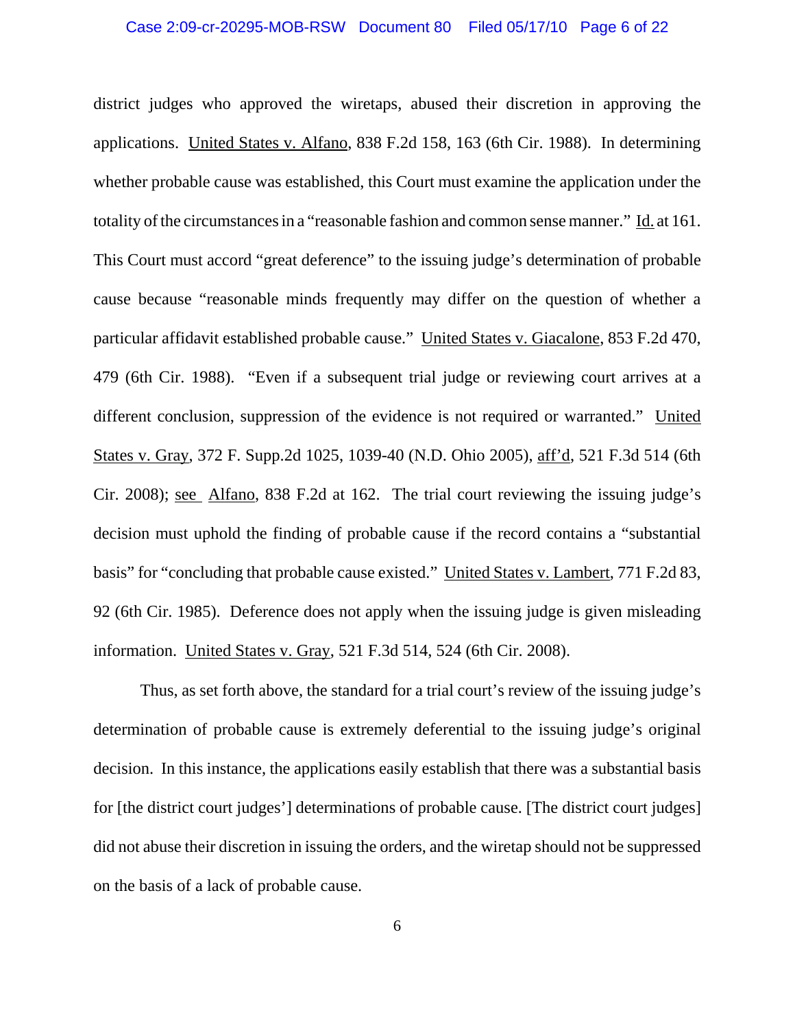district judges who approved the wiretaps, abused their discretion in approving the applications. United States v. Alfano, 838 F.2d 158, 163 (6th Cir. 1988). In determining whether probable cause was established, this Court must examine the application under the totality of the circumstances in a "reasonable fashion and common sense manner." Id. at 161. This Court must accord "great deference" to the issuing judge's determination of probable cause because "reasonable minds frequently may differ on the question of whether a particular affidavit established probable cause." United States v. Giacalone, 853 F.2d 470, 479 (6th Cir. 1988). "Even if a subsequent trial judge or reviewing court arrives at a different conclusion, suppression of the evidence is not required or warranted." United States v. Gray, 372 F. Supp.2d 1025, 1039-40 (N.D. Ohio 2005), aff'd, 521 F.3d 514 (6th Cir. 2008); see Alfano, 838 F.2d at 162. The trial court reviewing the issuing judge's decision must uphold the finding of probable cause if the record contains a "substantial basis" for "concluding that probable cause existed." United States v. Lambert, 771 F.2d 83, 92 (6th Cir. 1985). Deference does not apply when the issuing judge is given misleading information. United States v. Gray, 521 F.3d 514, 524 (6th Cir. 2008).

Thus, as set forth above, the standard for a trial court's review of the issuing judge's determination of probable cause is extremely deferential to the issuing judge's original decision. In this instance, the applications easily establish that there was a substantial basis for [the district court judges'] determinations of probable cause. [The district court judges] did not abuse their discretion in issuing the orders, and the wiretap should not be suppressed on the basis of a lack of probable cause.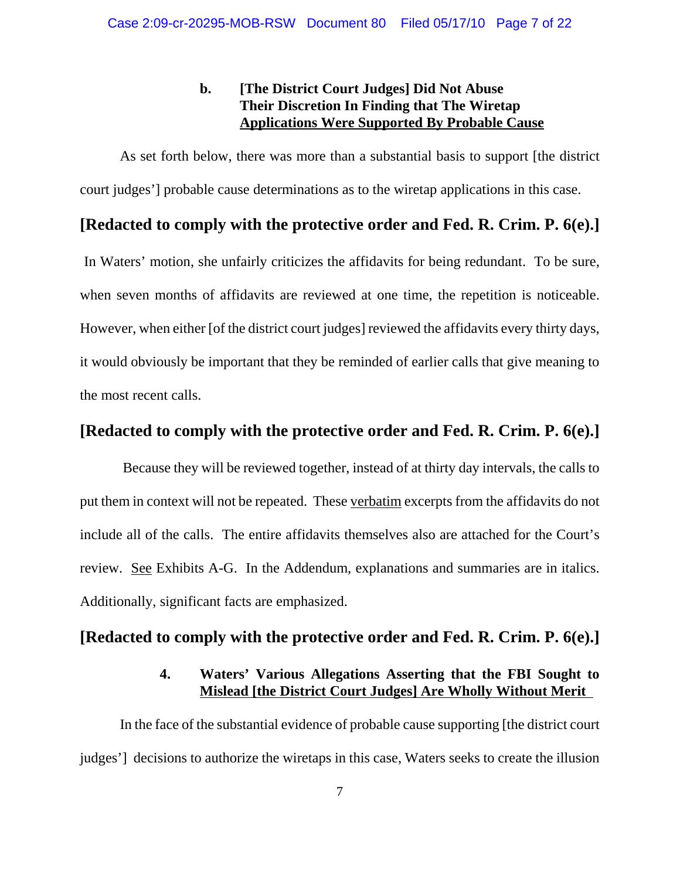**b. [The District Court Judges] Did Not Abuse Their Discretion In Finding that The Wiretap <u>Applications Were Supported By Probable Cause</u>**

As set forth below, there was more than a substantial basis to support [the district court judges'] probable cause determinations as to the wiretap applications in this case.

**[Redacted to comply with the protective order and Fed. R. Crim. P. 6(e).]**

In Waters' motion, she unfairly criticizes the affidavits for being redundant. To be sure, when seven months of affidavits are reviewed at one time, the repetition is noticeable. However, when either [of the district court judges] reviewed the affidavits every thirty days, it would obviously be important that they be reminded of earlier calls that give meaning to the most recent calls.

**[Redacted to comply with the protective order and Fed. R. Crim. P. 6(e).]**

Because they will be reviewed together, instead of at thirty day intervals, the calls to put them in context will not be repeated. These <u>verbatim</u> excerpts from the affidavits do not include all of the calls. The entire affidavits themselves also are attached for the Court's review. <u>See</u> Exhibits A-G. In the Addendum, explanations and summaries are in italics. Additionally, significant facts are emphasized.

**[Redacted to comply with the protective order and Fed. R. Crim. P. 6(e).]**

**4. Waters' Various Allegations Asserting that the FBI Sought to <u>Mislead [the District Court Judges] Are Wholly Without Merit</u>**

In the face of the substantial evidence of probable cause supporting [the district court judges'] decisions to authorize the wiretaps in this case, Waters seeks to create the illusion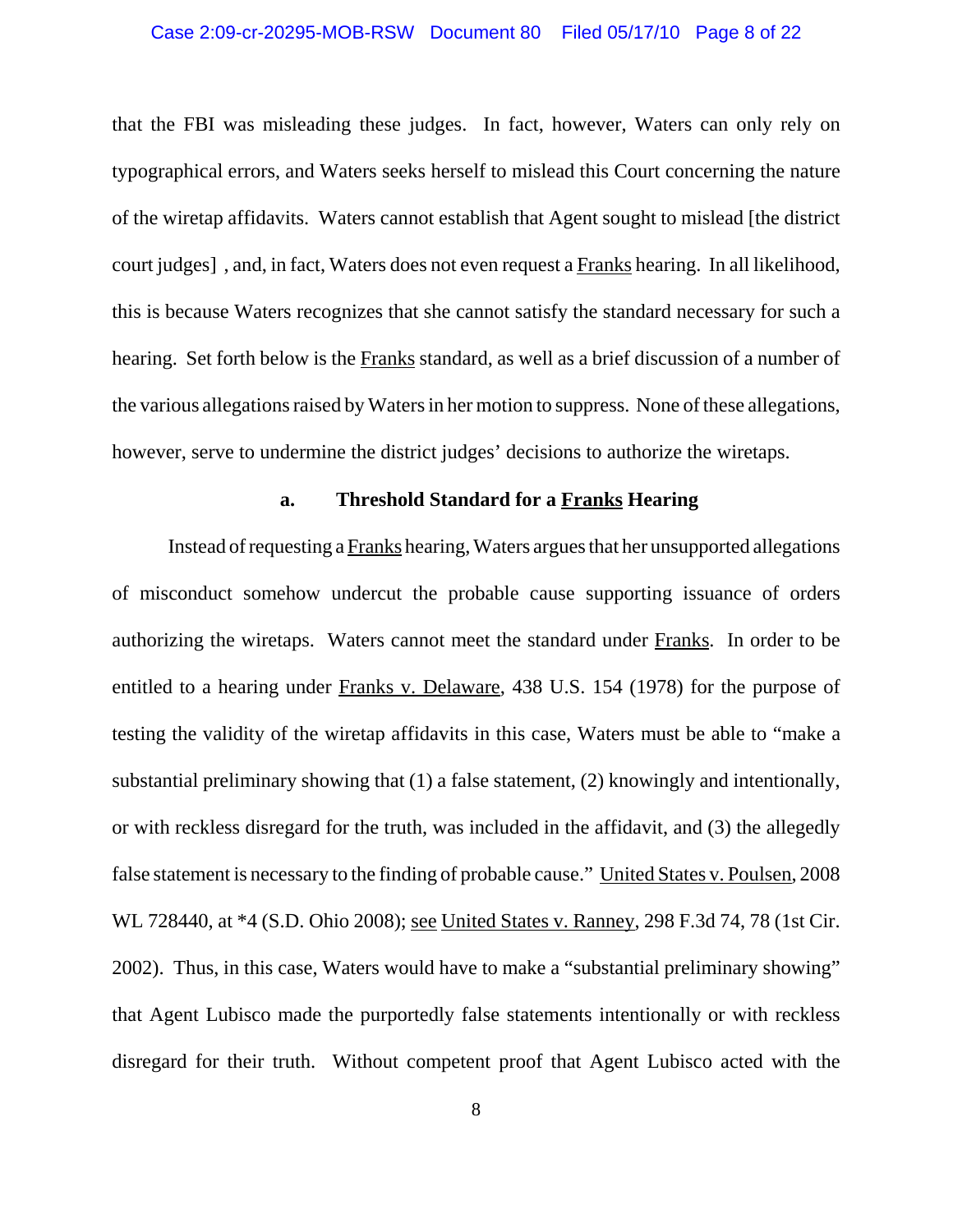that the FBI was misleading these judges. In fact, however, Waters can only rely on typographical errors, and Waters seeks herself to mislead this Court concerning the nature of the wiretap affidavits. Waters cannot establish that Agent sought to mislead [the district court judges] , and, in fact, Waters does not even request a Franks hearing. In all likelihood, this is because Waters recognizes that she cannot satisfy the standard necessary for such a hearing. Set forth below is the Franks standard, as well as a brief discussion of a number of the various allegations raised by Waters in her motion to suppress. None of these allegations, however, serve to undermine the district judges' decisions to authorize the wiretaps.

### a. Threshold Standard for a Franks Hearing

Instead of requesting a Franks hearing, Waters argues that her unsupported allegations of misconduct somehow undercut the probable cause supporting issuance of orders authorizing the wiretaps. Waters cannot meet the standard under Franks. In order to be entitled to a hearing under Franks v. Delaware, 438 U.S. 154 (1978) for the purpose of testing the validity of the wiretap affidavits in this case, Waters must be able to "make a substantial preliminary showing that (1) a false statement, (2) knowingly and intentionally, or with reckless disregard for the truth, was included in the affidavit, and (3) the allegedly false statement is necessary to the finding of probable cause." United States v. Poulsen, 2008 WL 728440, at *4 (S.D. Ohio 2008); see United States v. Ranney, 298 F.3d 74, 78 (1st Cir. 2002). Thus, in this case, Waters would have to make a "substantial preliminary showing" that Agent Lubisco made the purportedly false statements intentionally or with reckless disregard for their truth. Without competent proof that Agent Lubisco acted with the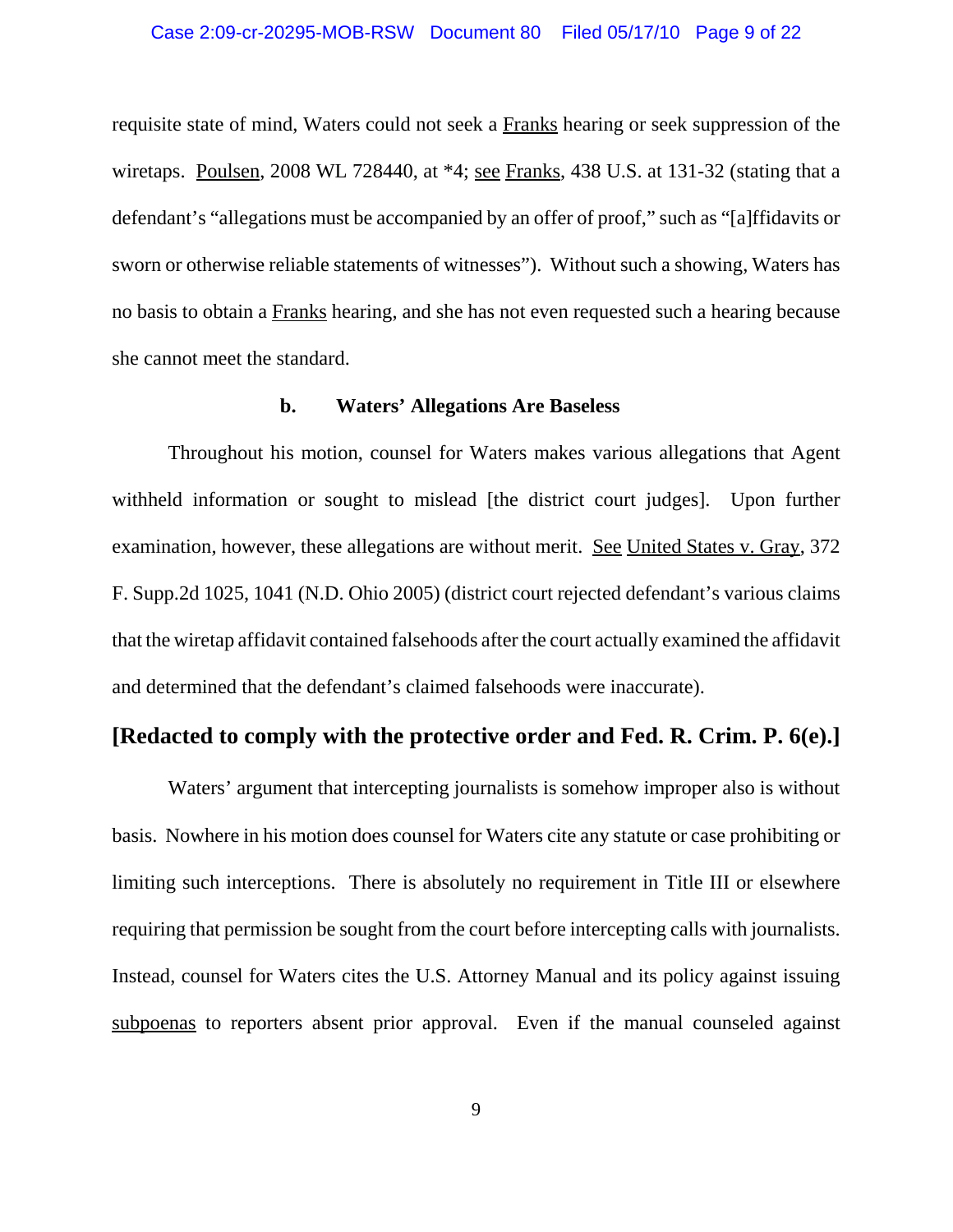requisite state of mind, Waters could not seek a Franks hearing or seek suppression of the wiretaps. Poulsen, 2008 WL 728440, at *4; see Franks, 438 U.S. at 131-32 (stating that a defendant's "allegations must be accompanied by an offer of proof," such as "[a]ffidavits or sworn or otherwise reliable statements of witnesses"). Without such a showing, Waters has no basis to obtain a Franks hearing, and she has not even requested such a hearing because she cannot meet the standard.

**b. Waters' Allegations Are Baseless**

Throughout his motion, counsel for Waters makes various allegations that Agent withheld information or sought to mislead [the district court judges]. Upon further examination, however, these allegations are without merit. See United States v. Gray, 372 F. Supp.2d 1025, 1041 (N.D. Ohio 2005) (district court rejected defendant's various claims that the wiretap affidavit contained falsehoods after the court actually examined the affidavit and determined that the defendant's claimed falsehoods were inaccurate).

**[Redacted to comply with the protective order and Fed. R. Crim. P. 6(e).]**

Waters' argument that intercepting journalists is somehow improper also is without basis. Nowhere in his motion does counsel for Waters cite any statute or case prohibiting or limiting such interceptions. There is absolutely no requirement in Title III or elsewhere requiring that permission be sought from the court before intercepting calls with journalists. Instead, counsel for Waters cites the U.S. Attorney Manual and its policy against issuing subpoenas to reporters absent prior approval. Even if the manual counseled against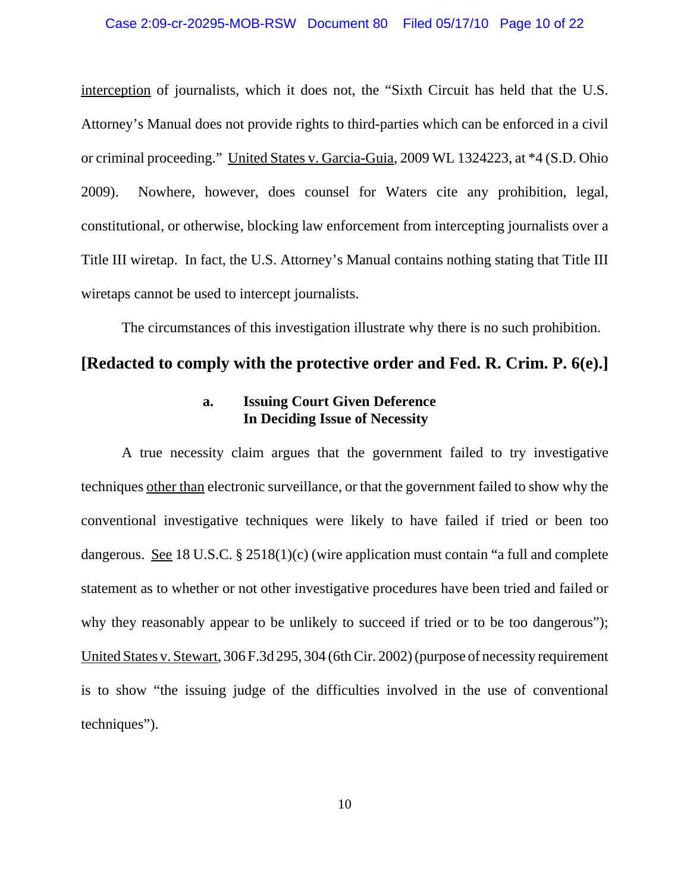interception of journalists, which it does not, the "Sixth Circuit has held that the U.S. Attorney's Manual does not provide rights to third-parties which can be enforced in a civil or criminal proceeding." United States v. Garcia-Guia, 2009 WL 1324223, at *4 (S.D. Ohio 2009). Nowhere, however, does counsel for Waters cite any prohibition, legal, constitutional, or otherwise, blocking law enforcement from intercepting journalists over a Title III wiretap. In fact, the U.S. Attorney's Manual contains nothing stating that Title III wiretaps cannot be used to intercept journalists.

The circumstances of this investigation illustrate why there is no such prohibition.

**[Redacted to comply with the protective order and Fed. R. Crim. P. 6(e).]**

**a. Issuing Court Given Deference In Deciding Issue of Necessity**

A true necessity claim argues that the government failed to try investigative techniques other than electronic surveillance, or that the government failed to show why the conventional investigative techniques were likely to have failed if tried or been too dangerous. See 18 U.S.C. § 2518(1)(c) (wire application must contain "a full and complete statement as to whether or not other investigative procedures have been tried and failed or why they reasonably appear to be unlikely to succeed if tried or to be too dangerous"); United States v. Stewart, 306 F.3d 295, 304 (6th Cir. 2002) (purpose of necessity requirement is to show "the issuing judge of the difficulties involved in the use of conventional techniques").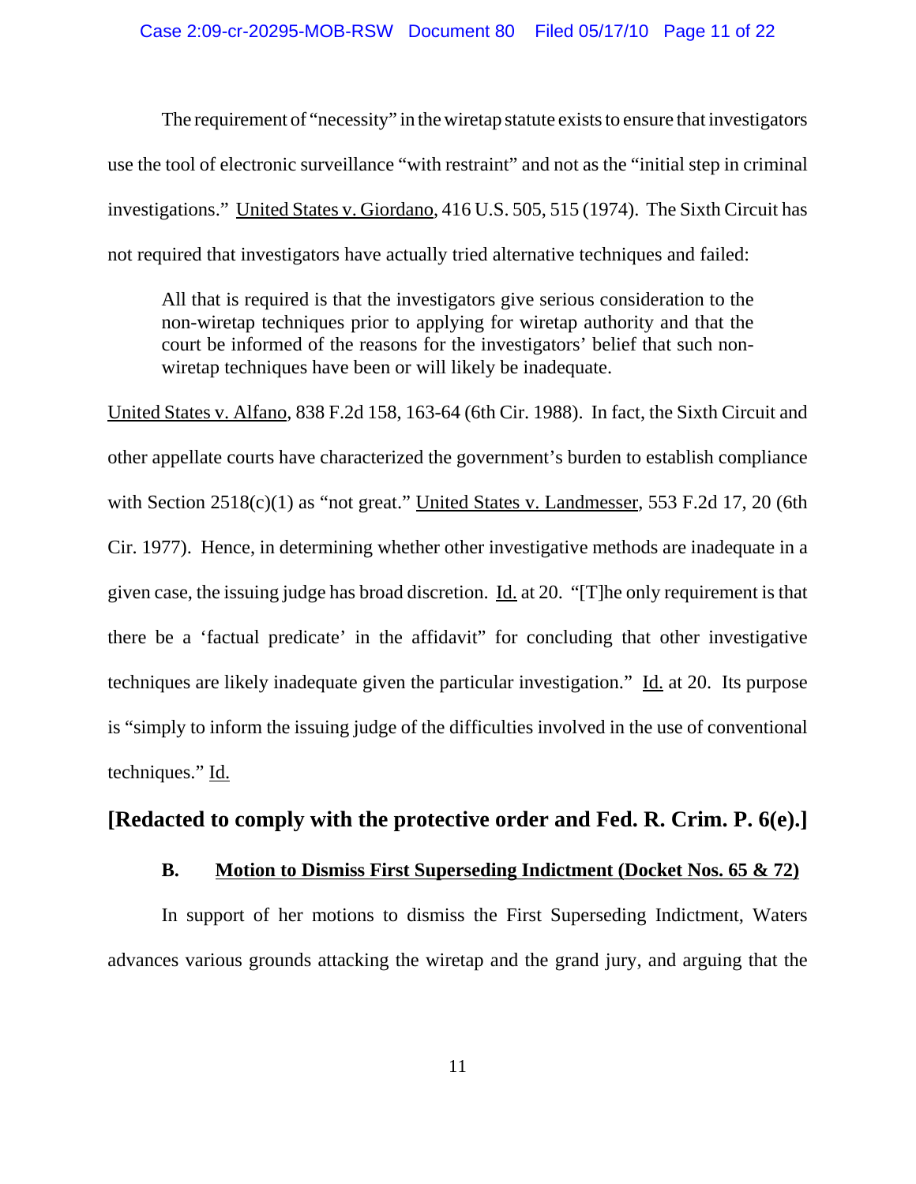The requirement of "necessity" in the wiretap statute exists to ensure that investigators use the tool of electronic surveillance "with restraint" and not as the "initial step in criminal investigations." United States v. Giordano, 416 U.S. 505, 515 (1974). The Sixth Circuit has not required that investigators have actually tried alternative techniques and failed:

> All that is required is that the investigators give serious consideration to the non-wiretap techniques prior to applying for wiretap authority and that the court be informed of the reasons for the investigators' belief that such non-wiretap techniques have been or will likely be inadequate.

United States v. Alfano, 838 F.2d 158, 163-64 (6th Cir. 1988). In fact, the Sixth Circuit and other appellate courts have characterized the government's burden to establish compliance with Section 2518(c)(1) as "not great." United States v. Landmesser, 553 F.2d 17, 20 (6th Cir. 1977). Hence, in determining whether other investigative methods are inadequate in a given case, the issuing judge has broad discretion. Id. at 20. "[T]he only requirement is that there be a 'factual predicate' in the affidavit" for concluding that other investigative techniques are likely inadequate given the particular investigation." Id. at 20. Its purpose is "simply to inform the issuing judge of the difficulties involved in the use of conventional techniques." Id.

**[Redacted to comply with the protective order and Fed. R. Crim. P. 6(e).]**

### B. Motion to Dismiss First Superseding Indictment (Docket Nos. 65 & 72)

In support of her motions to dismiss the First Superseding Indictment, Waters advances various grounds attacking the wiretap and the grand jury, and arguing that the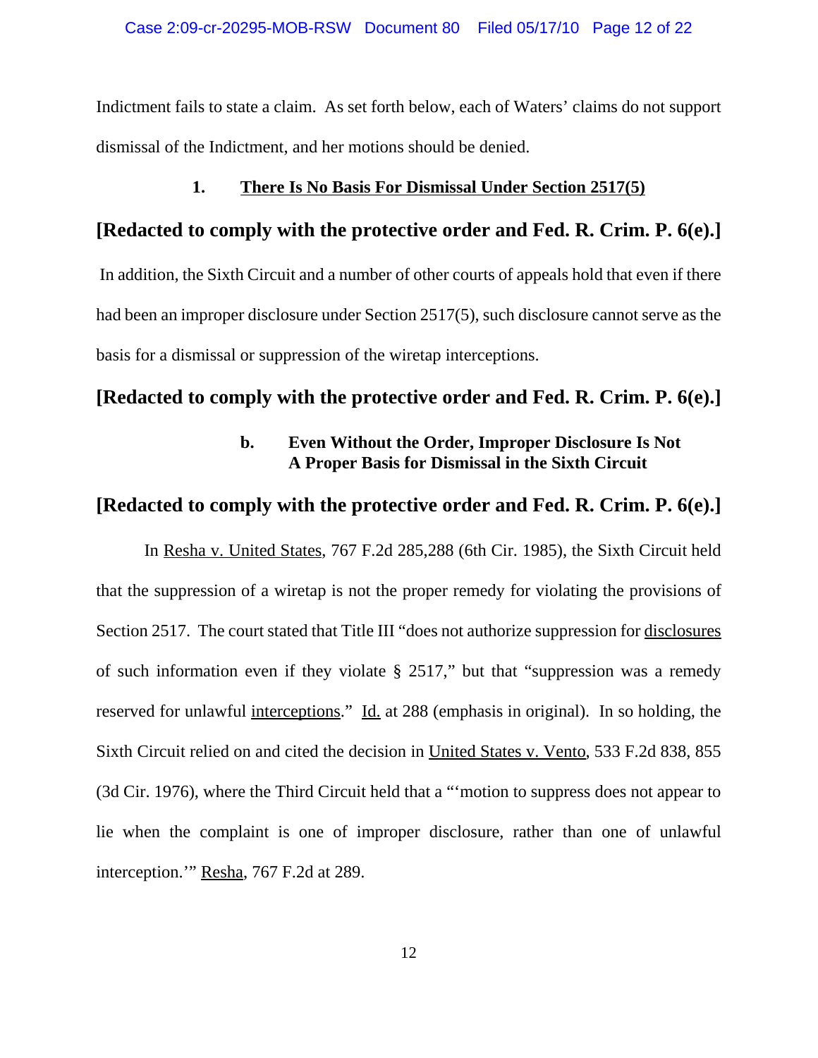Indictment fails to state a claim. As set forth below, each of Waters' claims do not support dismissal of the Indictment, and her motions should be denied.

### 1. <u>There Is No Basis For Dismissal Under Section 2517(5)</u>

**[Redacted to comply with the protective order and Fed. R. Crim. P. 6(e).]**

In addition, the Sixth Circuit and a number of other courts of appeals hold that even if there had been an improper disclosure under Section 2517(5), such disclosure cannot serve as the basis for a dismissal or suppression of the wiretap interceptions.

**[Redacted to comply with the protective order and Fed. R. Crim. P. 6(e).]**

#### b. Even Without the Order, Improper Disclosure Is Not A Proper Basis for Dismissal in the Sixth Circuit

**[Redacted to comply with the protective order and Fed. R. Crim. P. 6(e).]**

In <u>Resha v. United States</u>, 767 F.2d 285,288 (6th Cir. 1985), the Sixth Circuit held that the suppression of a wiretap is not the proper remedy for violating the provisions of Section 2517. The court stated that Title III "does not authorize suppression for <u>disclosures</u> of such information even if they violate § 2517," but that "suppression was a remedy reserved for unlawful <u>interceptions</u>." <u>Id.</u> at 288 (emphasis in original). In so holding, the Sixth Circuit relied on and cited the decision in <u>United States v. Vento</u>, 533 F.2d 838, 855 (3d Cir. 1976), where the Third Circuit held that a "'motion to suppress does not appear to lie when the complaint is one of improper disclosure, rather than one of unlawful interception.'" <u>Resha</u>, 767 F.2d at 289.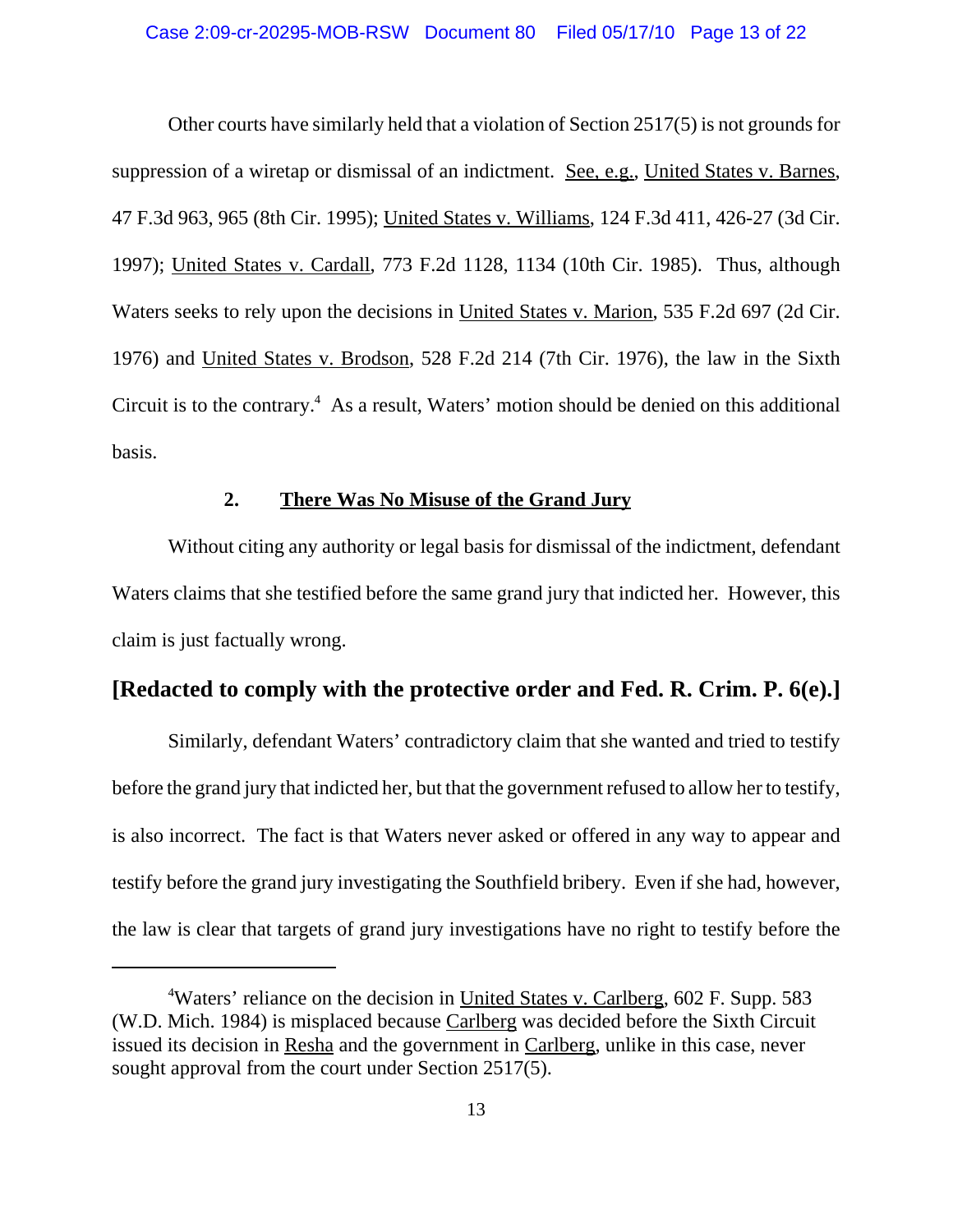Other courts have similarly held that a violation of Section 2517(5) is not grounds for suppression of a wiretap or dismissal of an indictment. See, e.g., United States v. Barnes, 47 F.3d 963, 965 (8th Cir. 1995); United States v. Williams, 124 F.3d 411, 426-27 (3d Cir. 1997); United States v. Cardall, 773 F.2d 1128, 1134 (10th Cir. 1985). Thus, although Waters seeks to rely upon the decisions in United States v. Marion, 535 F.2d 697 (2d Cir. 1976) and United States v. Brodson, 528 F.2d 214 (7th Cir. 1976), the law in the Sixth Circuit is to the contrary.[4] As a result, Waters' motion should be denied on this additional basis.

### 2. There Was No Misuse of the Grand Jury

Without citing any authority or legal basis for dismissal of the indictment, defendant Waters claims that she testified before the same grand jury that indicted her. However, this claim is just factually wrong.

**[Redacted to comply with the protective order and Fed. R. Crim. P. 6(e).]**

Similarly, defendant Waters' contradictory claim that she wanted and tried to testify before the grand jury that indicted her, but that the government refused to allow her to testify, is also incorrect. The fact is that Waters never asked or offered in any way to appear and testify before the grand jury investigating the Southfield bribery. Even if she had, however, the law is clear that targets of grand jury investigations have no right to testify before the

---

[4] Waters' reliance on the decision in United States v. Carlberg, 602 F. Supp. 583 (W.D. Mich. 1984) is misplaced because Carlberg was decided before the Sixth Circuit issued its decision in Resha and the government in Carlberg, unlike in this case, never sought approval from the court under Section 2517(5).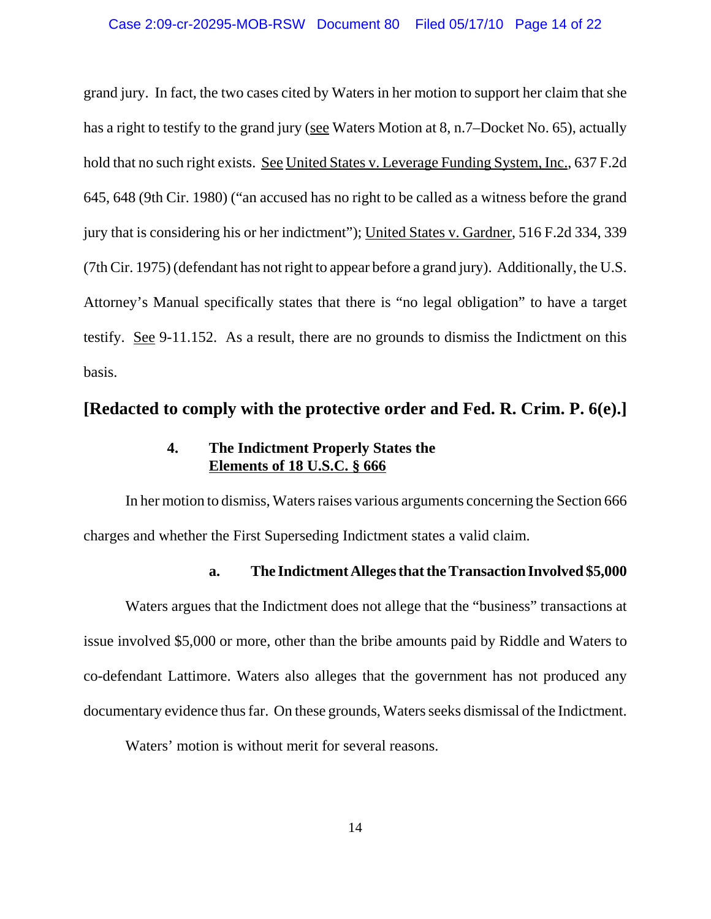grand jury. In fact, the two cases cited by Waters in her motion to support her claim that she has a right to testify to the grand jury (see Waters Motion at 8, n.7–Docket No. 65), actually hold that no such right exists. See United States v. Leverage Funding System, Inc., 637 F.2d 645, 648 (9th Cir. 1980) ("an accused has no right to be called as a witness before the grand jury that is considering his or her indictment"); United States v. Gardner, 516 F.2d 334, 339 (7th Cir. 1975) (defendant has not right to appear before a grand jury). Additionally, the U.S. Attorney's Manual specifically states that there is "no legal obligation" to have a target testify. See 9-11.152. As a result, there are no grounds to dismiss the Indictment on this basis.

**[Redacted to comply with the protective order and Fed. R. Crim. P. 6(e).]**

### 4. The Indictment Properly States the Elements of 18 U.S.C. § 666

In her motion to dismiss, Waters raises various arguments concerning the Section 666 charges and whether the First Superseding Indictment states a valid claim.

#### a. The Indictment Alleges that the Transaction Involved $5,000

Waters argues that the Indictment does not allege that the "business" transactions at issue involved $5,000 or more, other than the bribe amounts paid by Riddle and Waters to co-defendant Lattimore. Waters also alleges that the government has not produced any documentary evidence thus far. On these grounds, Waters seeks dismissal of the Indictment.

Waters' motion is without merit for several reasons.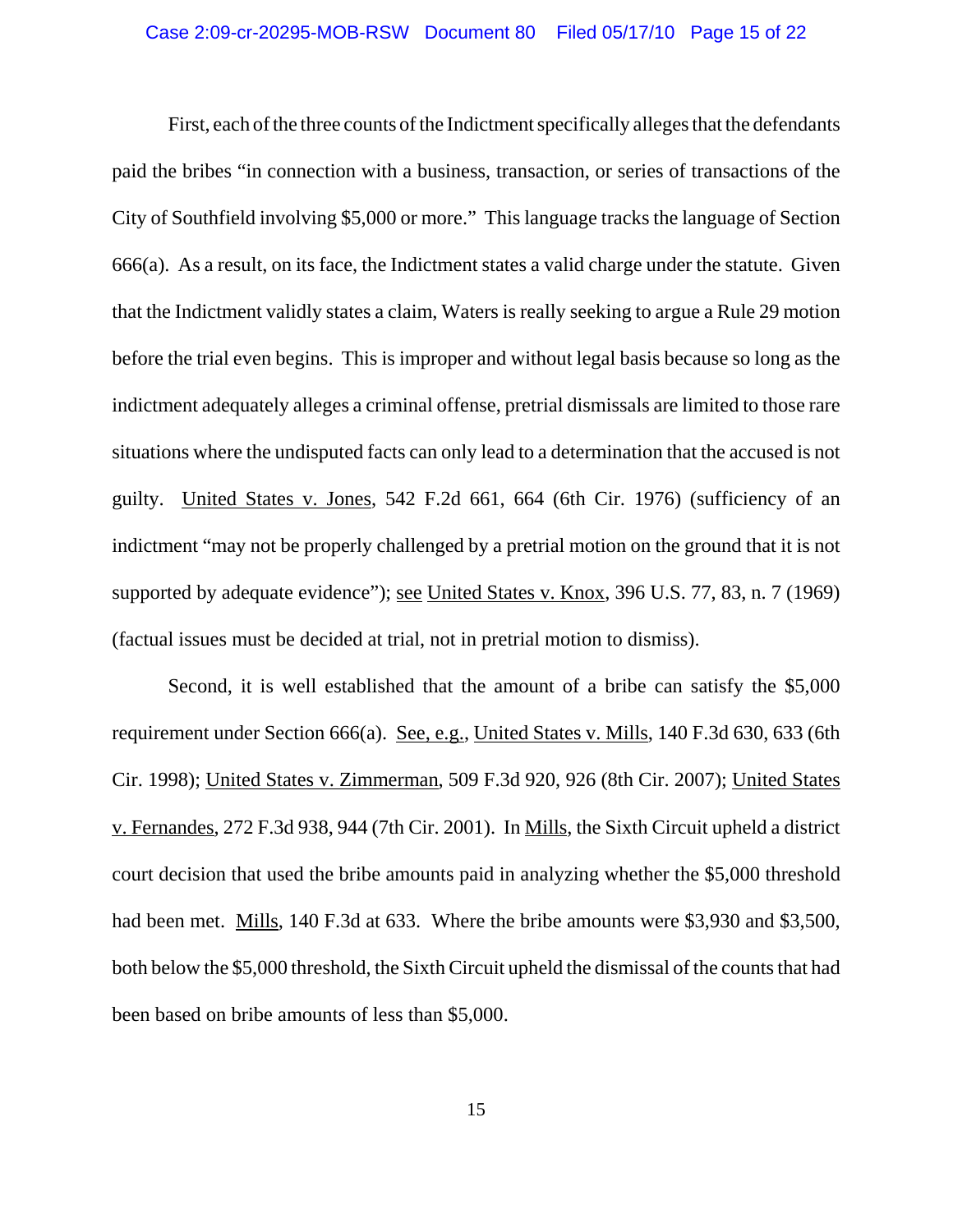First, each of the three counts of the Indictment specifically alleges that the defendants paid the bribes "in connection with a business, transaction, or series of transactions of the City of Southfield involving $5,000 or more." This language tracks the language of Section 666(a). As a result, on its face, the Indictment states a valid charge under the statute. Given that the Indictment validly states a claim, Waters is really seeking to argue a Rule 29 motion before the trial even begins. This is improper and without legal basis because so long as the indictment adequately alleges a criminal offense, pretrial dismissals are limited to those rare situations where the undisputed facts can only lead to a determination that the accused is not guilty. United States v. Jones, 542 F.2d 661, 664 (6th Cir. 1976) (sufficiency of an indictment "may not be properly challenged by a pretrial motion on the ground that it is not supported by adequate evidence"); see United States v. Knox, 396 U.S. 77, 83, n. 7 (1969) (factual issues must be decided at trial, not in pretrial motion to dismiss).

Second, it is well established that the amount of a bribe can satisfy the $5,000 requirement under Section 666(a). See, e.g., United States v. Mills, 140 F.3d 630, 633 (6th Cir. 1998); United States v. Zimmerman, 509 F.3d 920, 926 (8th Cir. 2007); United States v. Fernandes, 272 F.3d 938, 944 (7th Cir. 2001). In Mills, the Sixth Circuit upheld a district court decision that used the bribe amounts paid in analyzing whether the $5,000 threshold had been met. Mills, 140 F.3d at 633. Where the bribe amounts were $3,930 and $3,500, both below the $5,000 threshold, the Sixth Circuit upheld the dismissal of the counts that had been based on bribe amounts of less than $5,000.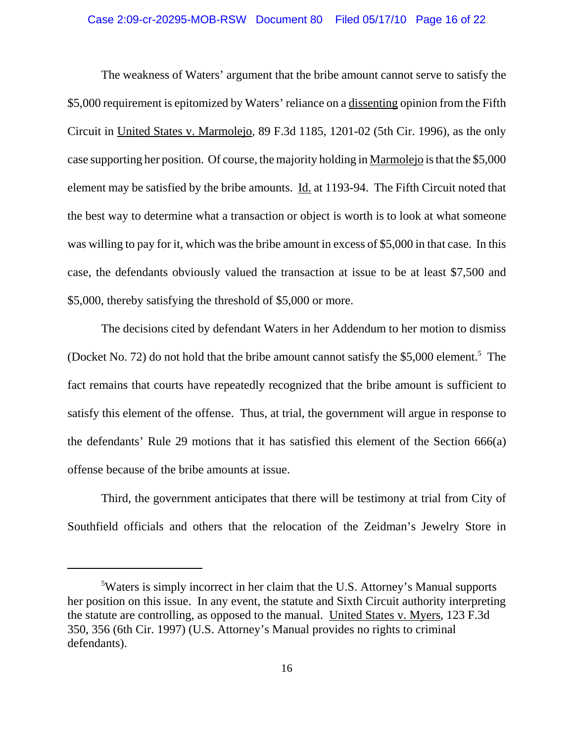The weakness of Waters' argument that the bribe amount cannot serve to satisfy the \$5,000 requirement is epitomized by Waters' reliance on a dissenting opinion from the Fifth Circuit in United States v. Marmolejo, 89 F.3d 1185, 1201-02 (5th Cir. 1996), as the only case supporting her position. Of course, the majority holding in Marmolejo is that the \$5,000 element may be satisfied by the bribe amounts. Id. at 1193-94. The Fifth Circuit noted that the best way to determine what a transaction or object is worth is to look at what someone was willing to pay for it, which was the bribe amount in excess of \$5,000 in that case. In this case, the defendants obviously valued the transaction at issue to be at least \$7,500 and \$5,000, thereby satisfying the threshold of \$5,000 or more.

The decisions cited by defendant Waters in her Addendum to her motion to dismiss (Docket No. 72) do not hold that the bribe amount cannot satisfy the \$5,000 element.[5] The fact remains that courts have repeatedly recognized that the bribe amount is sufficient to satisfy this element of the offense. Thus, at trial, the government will argue in response to the defendants' Rule 29 motions that it has satisfied this element of the Section 666(a) offense because of the bribe amounts at issue.

Third, the government anticipates that there will be testimony at trial from City of Southfield officials and others that the relocation of the Zeidman's Jewelry Store in

---

[5]Waters is simply incorrect in her claim that the U.S. Attorney's Manual supports her position on this issue. In any event, the statute and Sixth Circuit authority interpreting the statute are controlling, as opposed to the manual. United States v. Myers, 123 F.3d 350, 356 (6th Cir. 1997) (U.S. Attorney's Manual provides no rights to criminal defendants).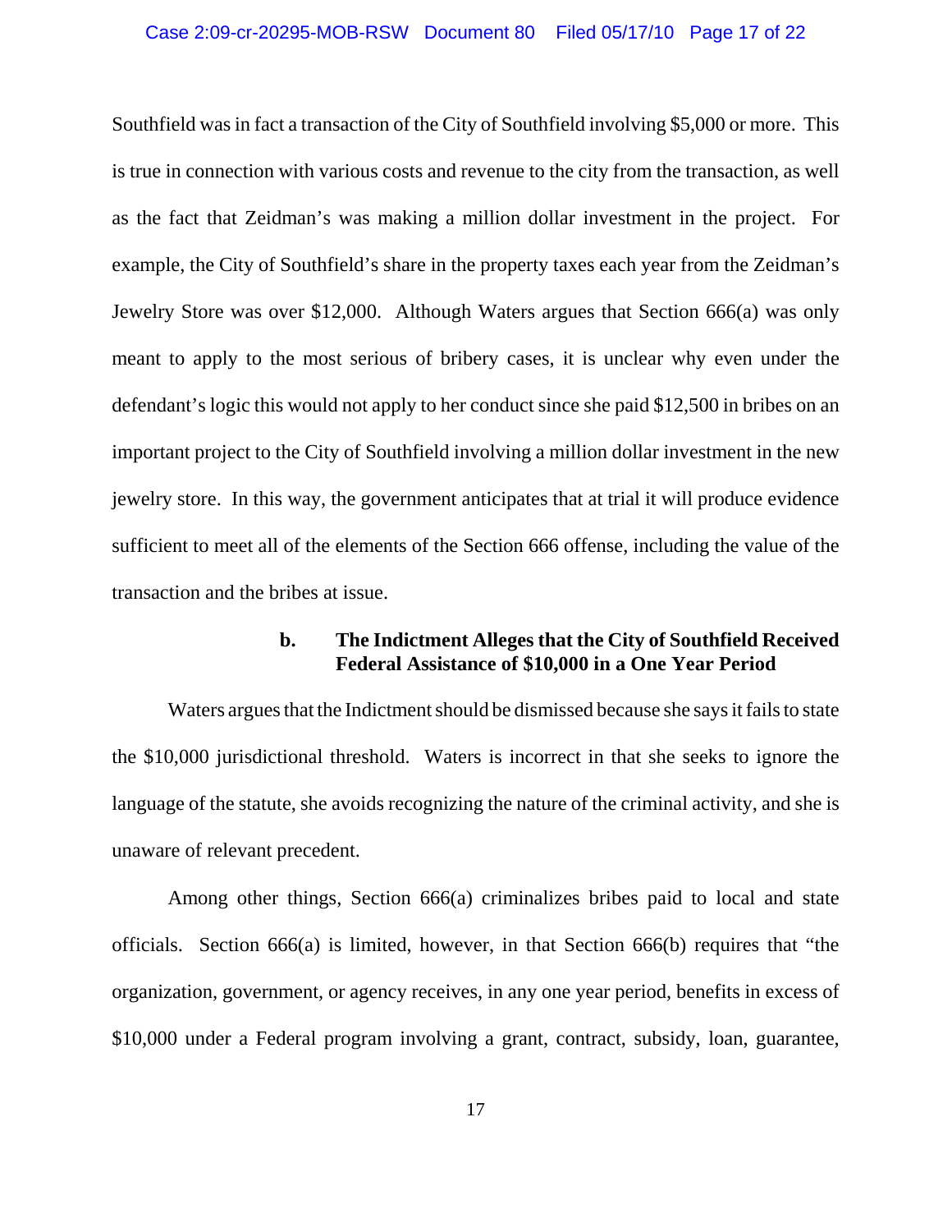Southfield was in fact a transaction of the City of Southfield involving $5,000 or more. This is true in connection with various costs and revenue to the city from the transaction, as well as the fact that Zeidman's was making a million dollar investment in the project. For example, the City of Southfield's share in the property taxes each year from the Zeidman's Jewelry Store was over $12,000. Although Waters argues that Section 666(a) was only meant to apply to the most serious of bribery cases, it is unclear why even under the defendant's logic this would not apply to her conduct since she paid $12,500 in bribes on an important project to the City of Southfield involving a million dollar investment in the new jewelry store. In this way, the government anticipates that at trial it will produce evidence sufficient to meet all of the elements of the Section 666 offense, including the value of the transaction and the bribes at issue.

**b. The Indictment Alleges that the City of Southfield Received Federal Assistance of $10,000 in a One Year Period**

Waters argues that the Indictment should be dismissed because she says it fails to state the $10,000 jurisdictional threshold. Waters is incorrect in that she seeks to ignore the language of the statute, she avoids recognizing the nature of the criminal activity, and she is unaware of relevant precedent.

Among other things, Section 666(a) criminalizes bribes paid to local and state officials. Section 666(a) is limited, however, in that Section 666(b) requires that "the organization, government, or agency receives, in any one year period, benefits in excess of $10,000 under a Federal program involving a grant, contract, subsidy, loan, guarantee,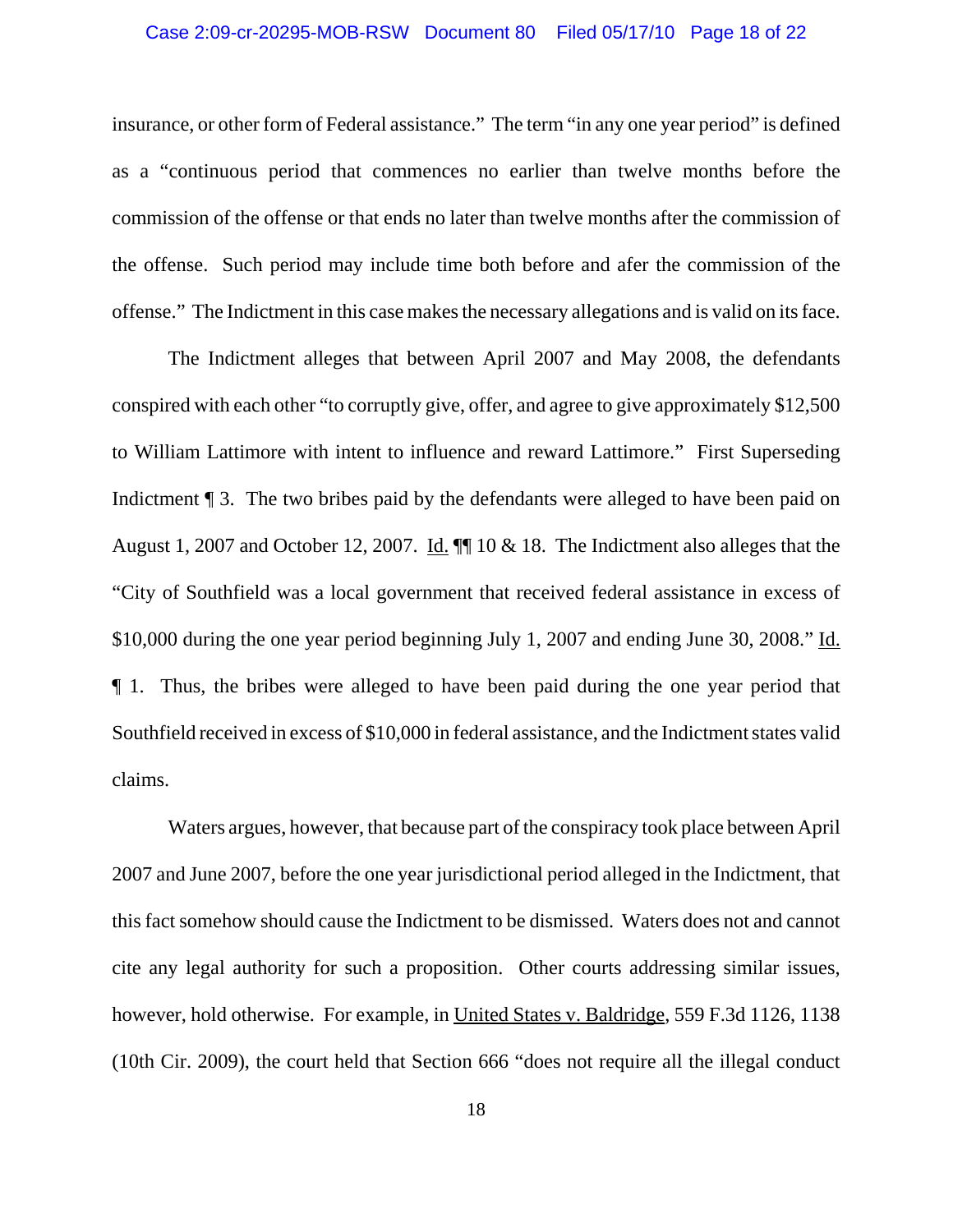insurance, or other form of Federal assistance." The term "in any one year period" is defined as a "continuous period that commences no earlier than twelve months before the commission of the offense or that ends no later than twelve months after the commission of the offense. Such period may include time both before and afer the commission of the offense." The Indictment in this case makes the necessary allegations and is valid on its face.

The Indictment alleges that between April 2007 and May 2008, the defendants conspired with each other "to corruptly give, offer, and agree to give approximately $12,500 to William Lattimore with intent to influence and reward Lattimore." First Superseding Indictment ¶ 3. The two bribes paid by the defendants were alleged to have been paid on August 1, 2007 and October 12, 2007. Id. ¶¶ 10 & 18. The Indictment also alleges that the "City of Southfield was a local government that received federal assistance in excess of $10,000 during the one year period beginning July 1, 2007 and ending June 30, 2008." Id. ¶ 1. Thus, the bribes were alleged to have been paid during the one year period that Southfield received in excess of $10,000 in federal assistance, and the Indictment states valid claims.

Waters argues, however, that because part of the conspiracy took place between April 2007 and June 2007, before the one year jurisdictional period alleged in the Indictment, that this fact somehow should cause the Indictment to be dismissed. Waters does not and cannot cite any legal authority for such a proposition. Other courts addressing similar issues, however, hold otherwise. For example, in United States v. Baldridge, 559 F.3d 1126, 1138 (10th Cir. 2009), the court held that Section 666 "does not require all the illegal conduct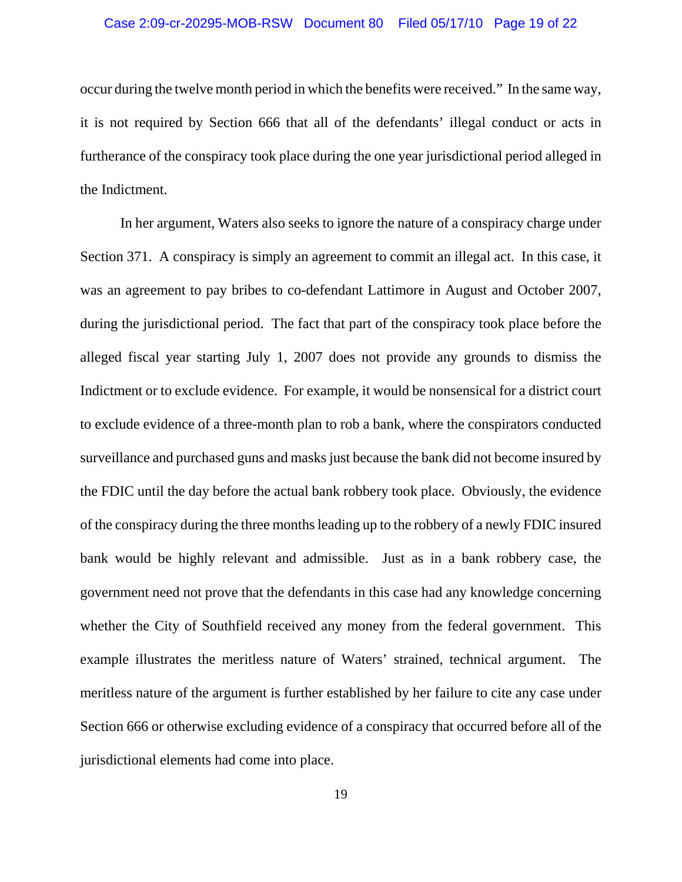occur during the twelve month period in which the benefits were received." In the same way, it is not required by Section 666 that all of the defendants' illegal conduct or acts in furtherance of the conspiracy took place during the one year jurisdictional period alleged in the Indictment.

In her argument, Waters also seeks to ignore the nature of a conspiracy charge under Section 371. A conspiracy is simply an agreement to commit an illegal act. In this case, it was an agreement to pay bribes to co-defendant Lattimore in August and October 2007, during the jurisdictional period. The fact that part of the conspiracy took place before the alleged fiscal year starting July 1, 2007 does not provide any grounds to dismiss the Indictment or to exclude evidence. For example, it would be nonsensical for a district court to exclude evidence of a three-month plan to rob a bank, where the conspirators conducted surveillance and purchased guns and masks just because the bank did not become insured by the FDIC until the day before the actual bank robbery took place. Obviously, the evidence of the conspiracy during the three months leading up to the robbery of a newly FDIC insured bank would be highly relevant and admissible. Just as in a bank robbery case, the government need not prove that the defendants in this case had any knowledge concerning whether the City of Southfield received any money from the federal government. This example illustrates the meritless nature of Waters' strained, technical argument. The meritless nature of the argument is further established by her failure to cite any case under Section 666 or otherwise excluding evidence of a conspiracy that occurred before all of the jurisdictional elements had come into place.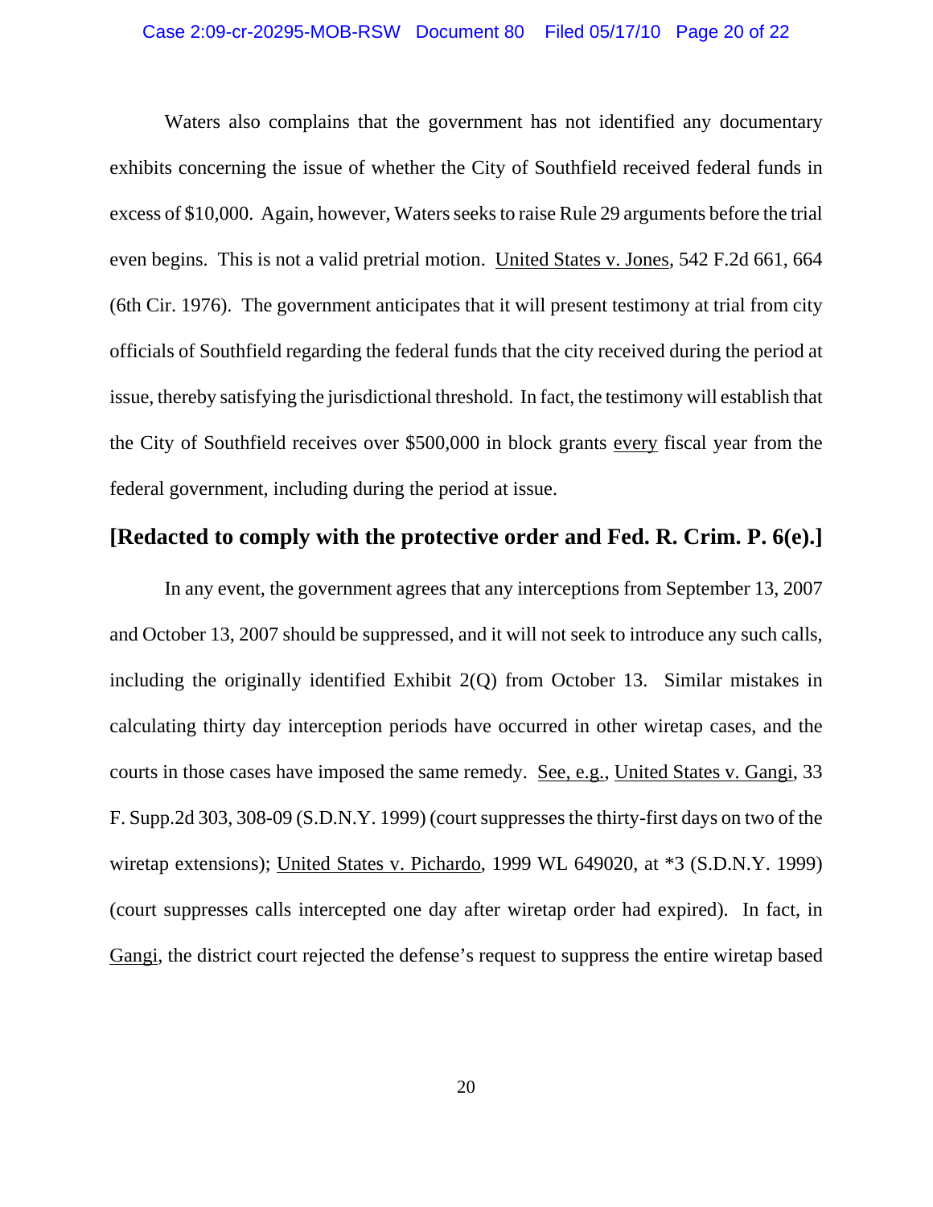Waters also complains that the government has not identified any documentary exhibits concerning the issue of whether the City of Southfield received federal funds in excess of $10,000. Again, however, Waters seeks to raise Rule 29 arguments before the trial even begins. This is not a valid pretrial motion. United States v. Jones, 542 F.2d 661, 664 (6th Cir. 1976). The government anticipates that it will present testimony at trial from city officials of Southfield regarding the federal funds that the city received during the period at issue, thereby satisfying the jurisdictional threshold. In fact, the testimony will establish that the City of Southfield receives over $500,000 in block grants every fiscal year from the federal government, including during the period at issue.

**[Redacted to comply with the protective order and Fed. R. Crim. P. 6(e).]**

In any event, the government agrees that any interceptions from September 13, 2007 and October 13, 2007 should be suppressed, and it will not seek to introduce any such calls, including the originally identified Exhibit 2(Q) from October 13. Similar mistakes in calculating thirty day interception periods have occurred in other wiretap cases, and the courts in those cases have imposed the same remedy. See, e.g., United States v. Gangi, 33 F. Supp.2d 303, 308-09 (S.D.N.Y. 1999) (court suppresses the thirty-first days on two of the wiretap extensions); United States v. Pichardo, 1999 WL 649020, at *3 (S.D.N.Y. 1999) (court suppresses calls intercepted one day after wiretap order had expired). In fact, in Gangi, the district court rejected the defense's request to suppress the entire wiretap based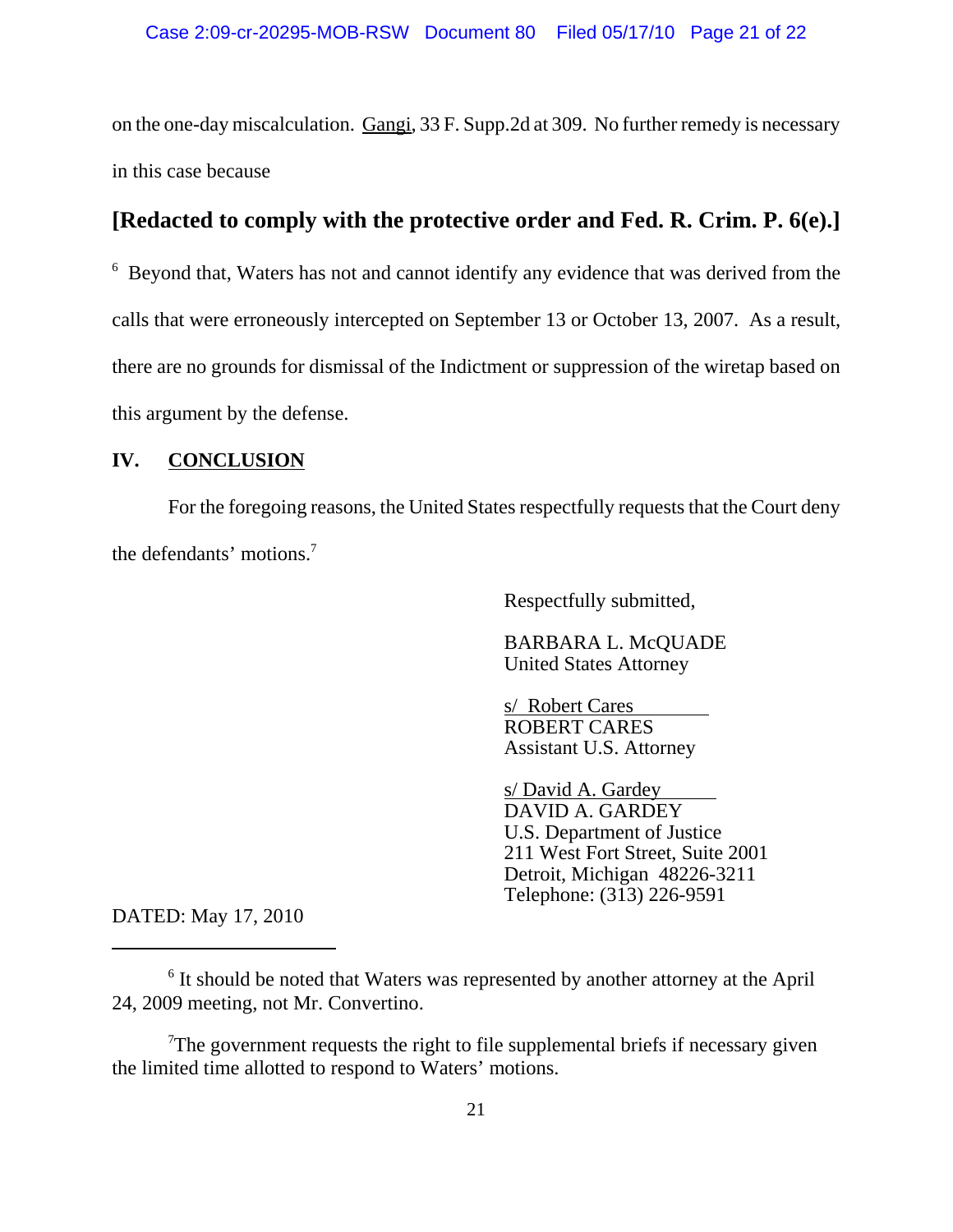on the one-day miscalculation. Gangi, 33 F. Supp.2d at 309. No further remedy is necessary in this case because

**[Redacted to comply with the protective order and Fed. R. Crim. P. 6(e).]**

[6] Beyond that, Waters has not and cannot identify any evidence that was derived from the calls that were erroneously intercepted on September 13 or October 13, 2007. As a result, there are no grounds for dismissal of the Indictment or suppression of the wiretap based on this argument by the defense.

## IV. CONCLUSION

For the foregoing reasons, the United States respectfully requests that the Court deny the defendants' motions.[7]

Respectfully submitted,

BARBARA L. McQUADE
United States Attorney

s/ Robert Cares
ROBERT CARES
Assistant U.S. Attorney

s/ David A. Gardey
DAVID A. GARDEY
U.S. Department of Justice
211 West Fort Street, Suite 2001
Detroit, Michigan 48226-3211
Telephone: (313) 226-9591

DATED: May 17, 2010

---

[6] It should be noted that Waters was represented by another attorney at the April 24, 2009 meeting, not Mr. Convertino.

[7] The government requests the right to file supplemental briefs if necessary given the limited time allotted to respond to Waters' motions.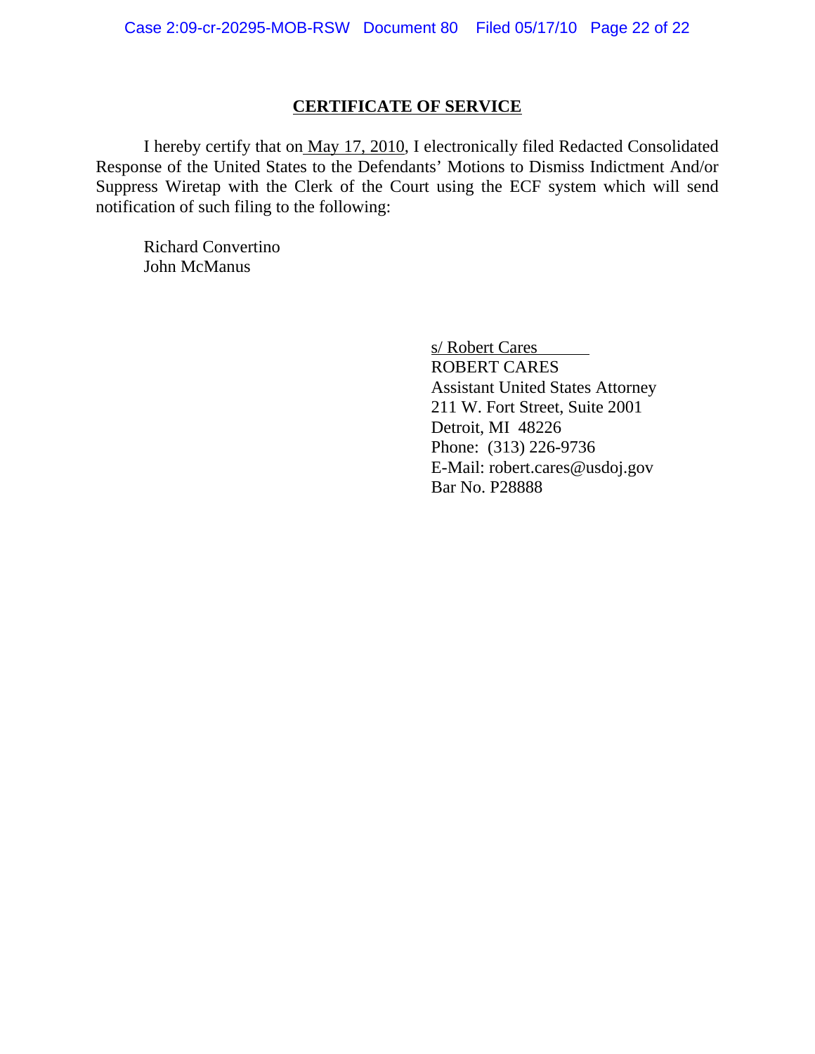## CERTIFICATE OF SERVICE

I hereby certify that on May 17, 2010, I electronically filed Redacted Consolidated Response of the United States to the Defendants' Motions to Dismiss Indictment And/or Suppress Wiretap with the Clerk of the Court using the ECF system which will send notification of such filing to the following:

Richard Convertino
John McManus

s/ Robert Cares
ROBERT CARES
Assistant United States Attorney
211 W. Fort Street, Suite 2001
Detroit, MI 48226
Phone: (313) 226-9736
E-Mail: robert.cares@usdoj.gov
Bar No. P28888